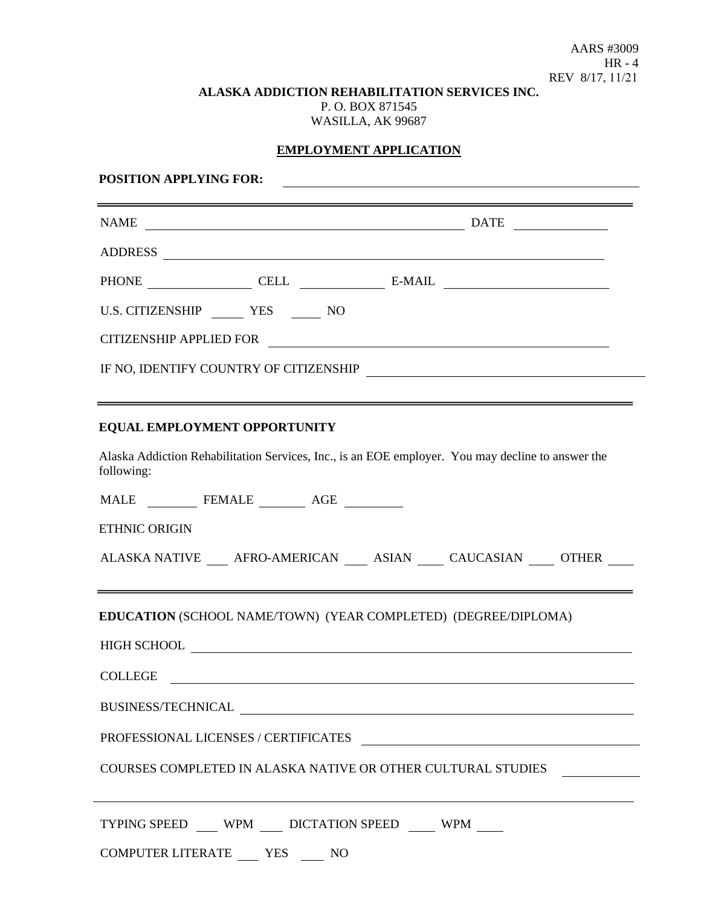AARS #3009
HR - 4
REV 8/17, 11/21

**ALASKA ADDICTION REHABILITATION SERVICES INC.**
P. O. BOX 871545
WASILLA, AK 99687

**EMPLOYMENT APPLICATION**

**POSITION APPLYING FOR:** ______________________________

---

NAME ______________________________ DATE __________

ADDRESS ______________________________

PHONE __________ CELL __________ E-MAIL __________

U.S. CITIZENSHIP _____ YES _____ NO

CITIZENSHIP APPLIED FOR ______________________________

IF NO, IDENTIFY COUNTRY OF CITIZENSHIP ______________________________

---

**EQUAL EMPLOYMENT OPPORTUNITY**

Alaska Addiction Rehabilitation Services, Inc., is an EOE employer. You may decline to answer the following:

MALE ________ FEMALE ________ AGE ________

ETHNIC ORIGIN

ALASKA NATIVE ___ AFRO-AMERICAN ___ ASIAN ___ CAUCASIAN ___ OTHER ___

---

**EDUCATION** (SCHOOL NAME/TOWN) (YEAR COMPLETED) (DEGREE/DIPLOMA)

HIGH SCHOOL ______________________________

COLLEGE ______________________________

BUSINESS/TECHNICAL ______________________________

PROFESSIONAL LICENSES / CERTIFICATES ______________________________

COURSES COMPLETED IN ALASKA NATIVE OR OTHER CULTURAL STUDIES __________

---

TYPING SPEED ___ WPM ___ DICTATION SPEED ___ WPM ___

COMPUTER LITERATE ___ YES ___ NO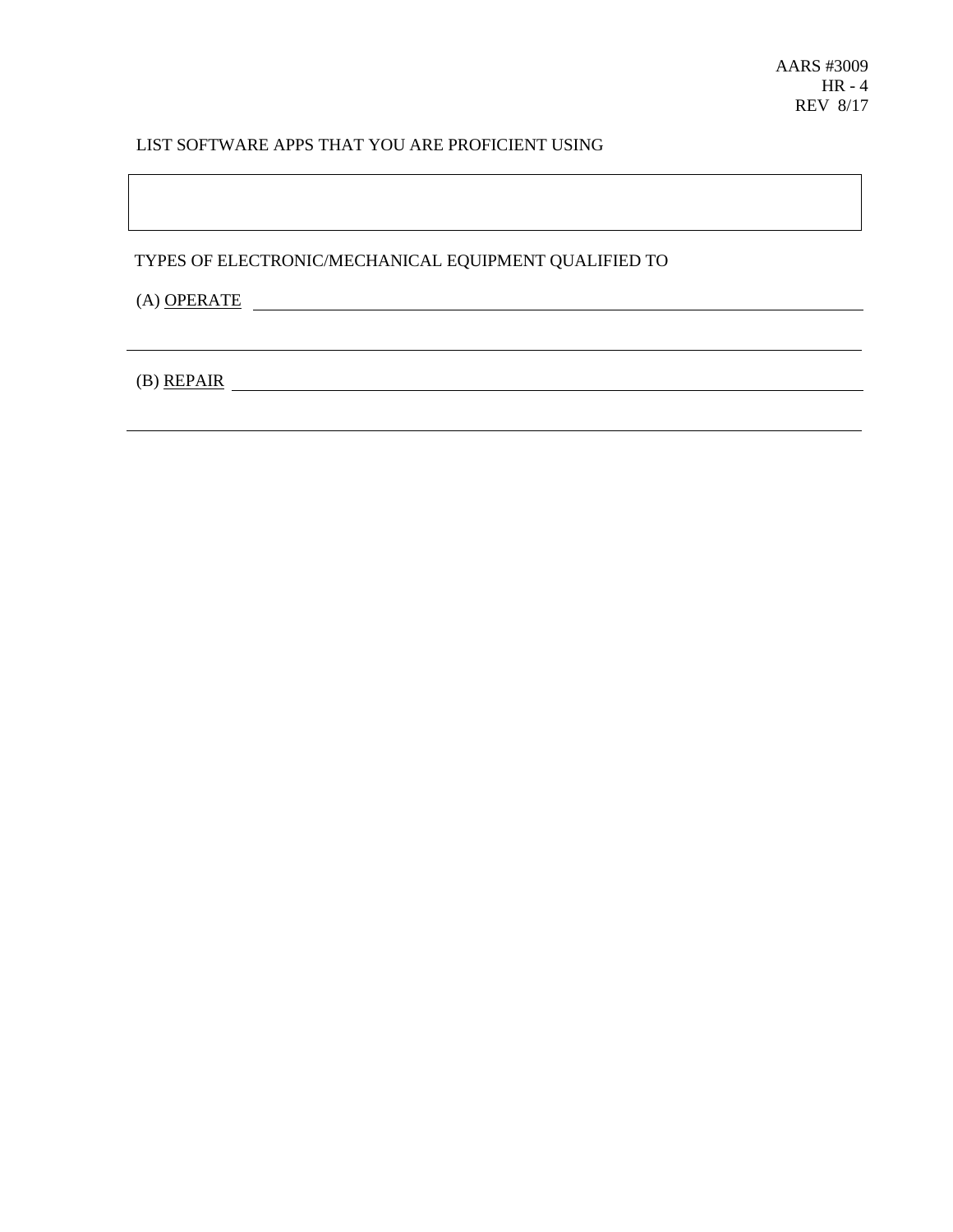AARS #3009
HR - 4
REV 8/17

LIST SOFTWARE APPS THAT YOU ARE PROFICIENT USING

|  |
|---|
|  |

TYPES OF ELECTRONIC/MECHANICAL EQUIPMENT QUALIFIED TO

(A) OPERATE ______________________________________________________________

__________________________________________________________________________

(B) REPAIR _______________________________________________________________

__________________________________________________________________________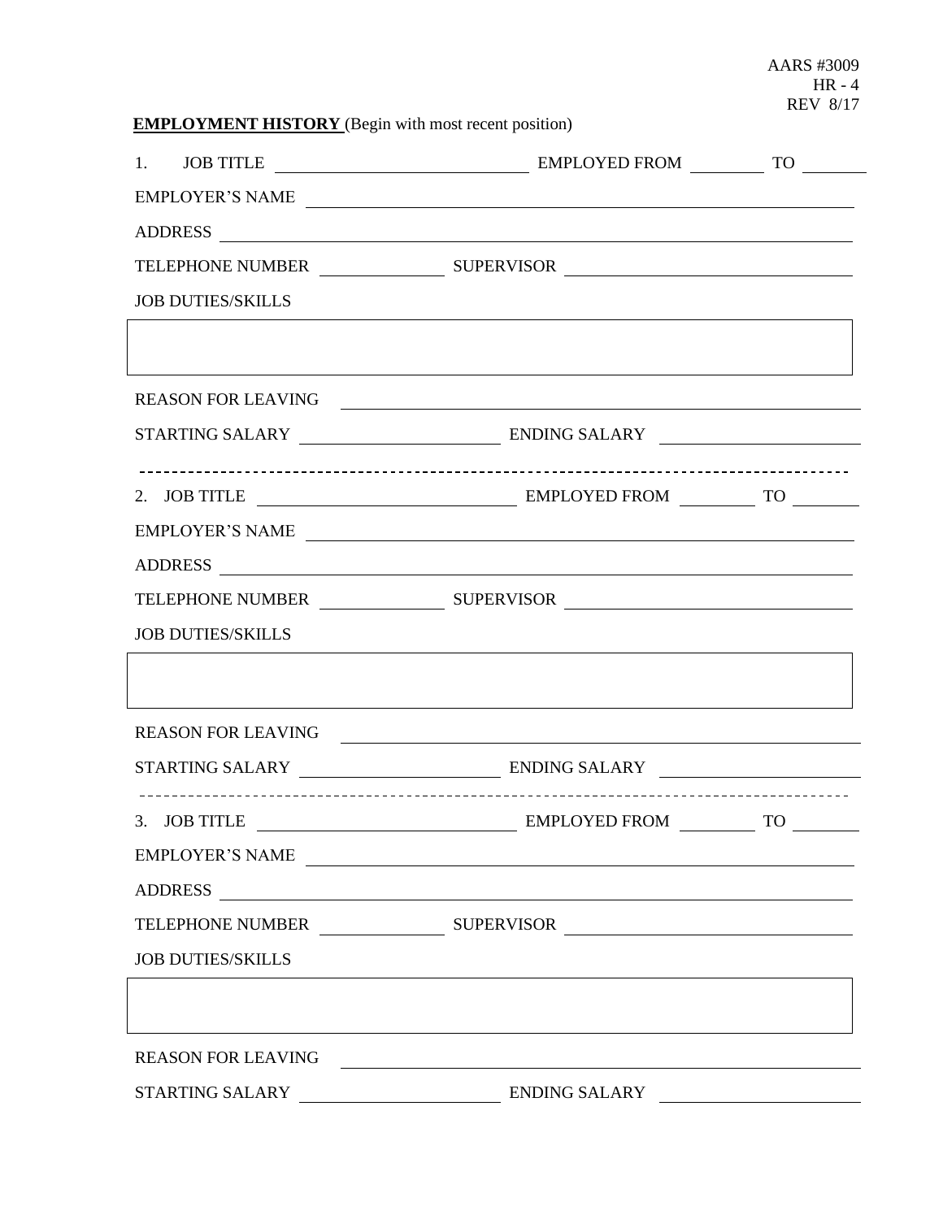AARS #3009
HR - 4
REV 8/17

**EMPLOYMENT HISTORY** (Begin with most recent position)

1. JOB TITLE ____________________________ EMPLOYED FROM ________ TO ________

EMPLOYER'S NAME ______________________________________________________________

ADDRESS ______________________________________________________________________

TELEPHONE NUMBER ______________ SUPERVISOR ______________________________

JOB DUTIES/SKILLS

| |
|---|
| |

REASON FOR LEAVING ___________________________________________________________

STARTING SALARY ______________________ ENDING SALARY ______________________

---

2. JOB TITLE ____________________________ EMPLOYED FROM ________ TO ________

EMPLOYER'S NAME ______________________________________________________________

ADDRESS ______________________________________________________________________

TELEPHONE NUMBER ______________ SUPERVISOR ______________________________

JOB DUTIES/SKILLS

| |
|---|
| |

REASON FOR LEAVING ___________________________________________________________

STARTING SALARY ______________________ ENDING SALARY ______________________

---

3. JOB TITLE ____________________________ EMPLOYED FROM ________ TO ________

EMPLOYER'S NAME ______________________________________________________________

ADDRESS ______________________________________________________________________

TELEPHONE NUMBER ______________ SUPERVISOR ______________________________

JOB DUTIES/SKILLS

| |
|---|
| |

REASON FOR LEAVING ___________________________________________________________

STARTING SALARY ______________________ ENDING SALARY ______________________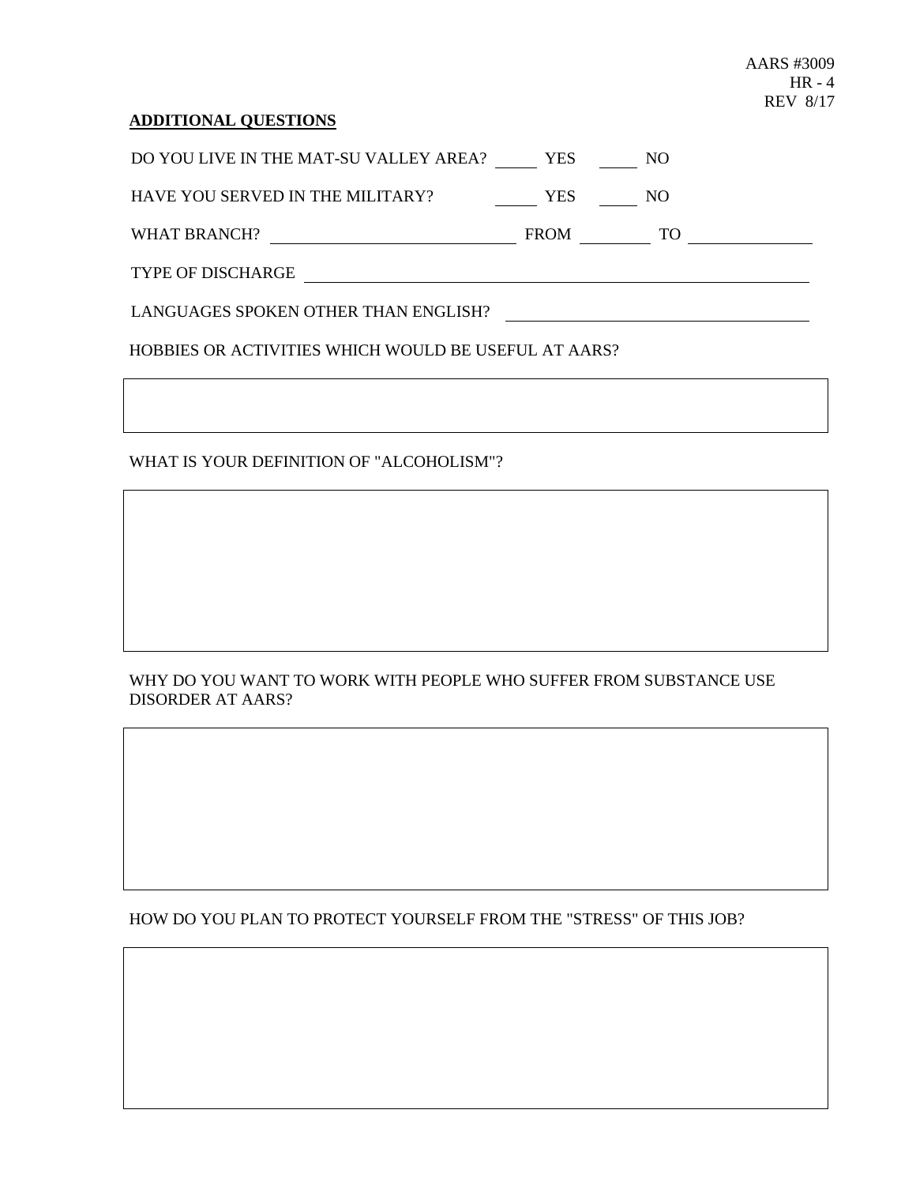AARS #3009
HR - 4
REV 8/17

**ADDITIONAL QUESTIONS**

DO YOU LIVE IN THE MAT-SU VALLEY AREA? _____ YES _____ NO

HAVE YOU SERVED IN THE MILITARY? _____ YES _____ NO

WHAT BRANCH? ______________________________ FROM __________ TO ________________

TYPE OF DISCHARGE ______________________________________________________________

LANGUAGES SPOKEN OTHER THAN ENGLISH? ________________________________________

HOBBIES OR ACTIVITIES WHICH WOULD BE USEFUL AT AARS?

WHAT IS YOUR DEFINITION OF "ALCOHOLISM"?

WHY DO YOU WANT TO WORK WITH PEOPLE WHO SUFFER FROM SUBSTANCE USE DISORDER AT AARS?

HOW DO YOU PLAN TO PROTECT YOURSELF FROM THE "STRESS" OF THIS JOB?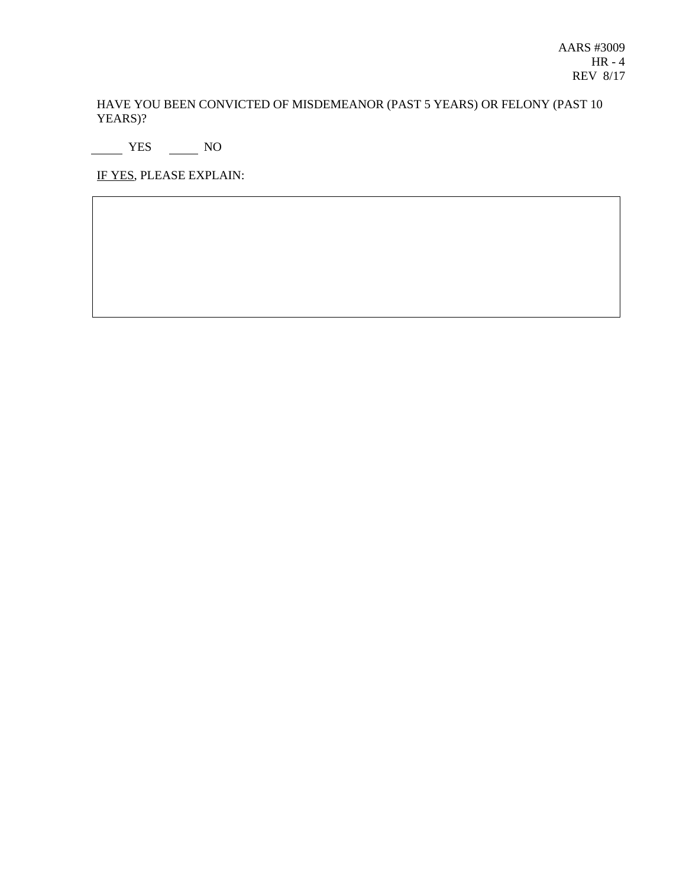AARS #3009
HR - 4
REV 8/17

HAVE YOU BEEN CONVICTED OF MISDEMEANOR (PAST 5 YEARS) OR FELONY (PAST 10 YEARS)?

_____ YES     _____ NO

<u>IF YES</u>, PLEASE EXPLAIN:

|   |
|---|
|   |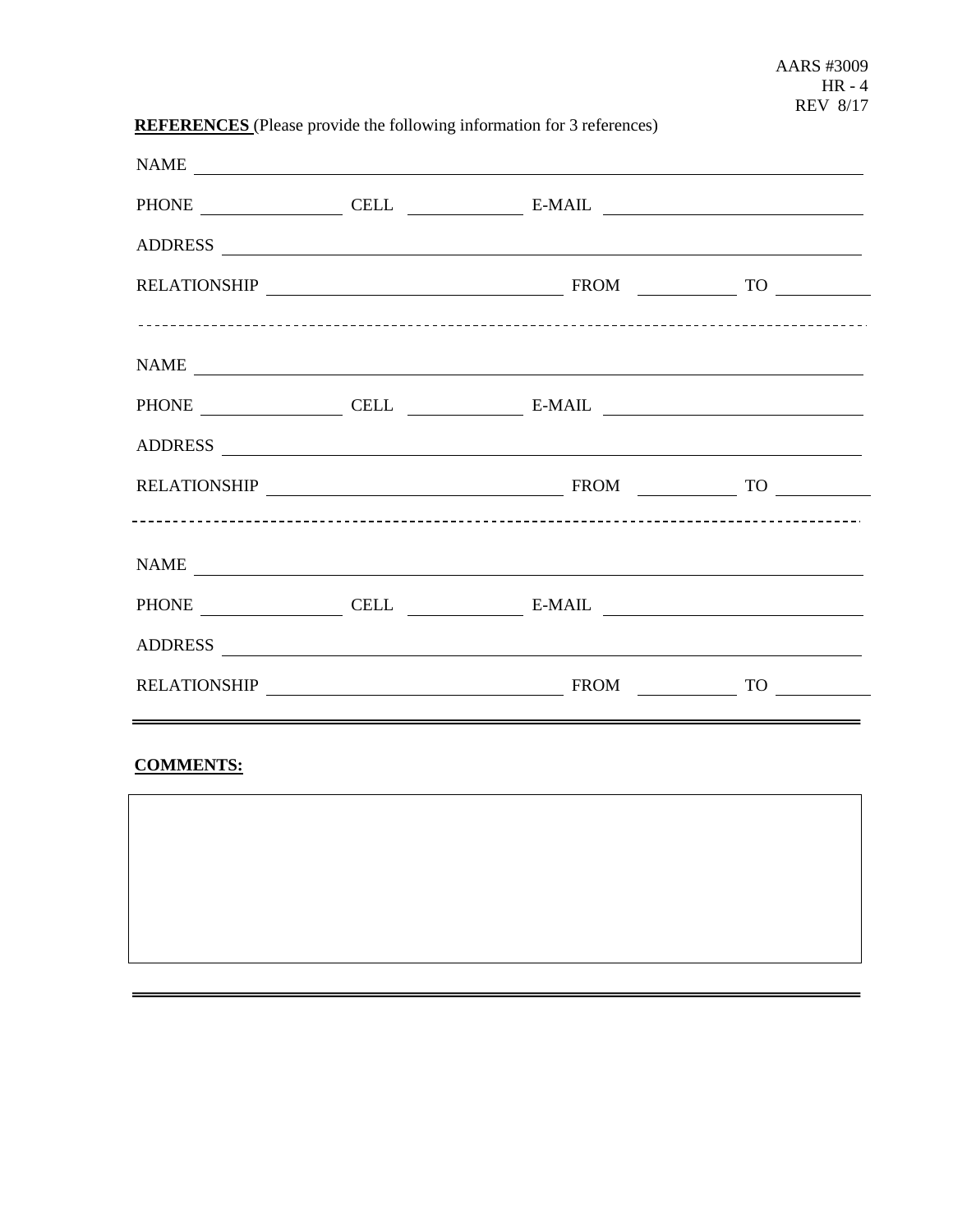AARS #3009
HR - 4
REV 8/17

**REFERENCES** (Please provide the following information for 3 references)

NAME \_\_\_\_\_\_\_\_\_\_\_\_\_\_\_\_\_\_\_\_\_\_\_\_\_\_\_\_\_\_\_\_\_\_\_\_\_\_\_\_\_\_\_\_

PHONE \_\_\_\_\_\_\_\_\_\_\_\_ CELL \_\_\_\_\_\_\_\_\_\_\_\_ E-MAIL \_\_\_\_\_\_\_\_\_\_\_\_\_\_\_\_\_\_\_\_

ADDRESS \_\_\_\_\_\_\_\_\_\_\_\_\_\_\_\_\_\_\_\_\_\_\_\_\_\_\_\_\_\_\_\_\_\_\_\_\_\_\_\_\_\_\_\_

RELATIONSHIP \_\_\_\_\_\_\_\_\_\_\_\_\_\_\_\_\_\_\_\_\_\_\_\_ FROM \_\_\_\_\_\_\_\_\_\_ TO \_\_\_\_\_\_\_\_\_\_

---

NAME \_\_\_\_\_\_\_\_\_\_\_\_\_\_\_\_\_\_\_\_\_\_\_\_\_\_\_\_\_\_\_\_\_\_\_\_\_\_\_\_\_\_\_\_

PHONE \_\_\_\_\_\_\_\_\_\_\_\_ CELL \_\_\_\_\_\_\_\_\_\_\_\_ E-MAIL \_\_\_\_\_\_\_\_\_\_\_\_\_\_\_\_\_\_\_\_

ADDRESS \_\_\_\_\_\_\_\_\_\_\_\_\_\_\_\_\_\_\_\_\_\_\_\_\_\_\_\_\_\_\_\_\_\_\_\_\_\_\_\_\_\_\_\_

RELATIONSHIP \_\_\_\_\_\_\_\_\_\_\_\_\_\_\_\_\_\_\_\_\_\_\_\_ FROM \_\_\_\_\_\_\_\_\_\_ TO \_\_\_\_\_\_\_\_\_\_

---

NAME \_\_\_\_\_\_\_\_\_\_\_\_\_\_\_\_\_\_\_\_\_\_\_\_\_\_\_\_\_\_\_\_\_\_\_\_\_\_\_\_\_\_\_\_

PHONE \_\_\_\_\_\_\_\_\_\_\_\_ CELL \_\_\_\_\_\_\_\_\_\_\_\_ E-MAIL \_\_\_\_\_\_\_\_\_\_\_\_\_\_\_\_\_\_\_\_

ADDRESS \_\_\_\_\_\_\_\_\_\_\_\_\_\_\_\_\_\_\_\_\_\_\_\_\_\_\_\_\_\_\_\_\_\_\_\_\_\_\_\_\_\_\_\_

RELATIONSHIP \_\_\_\_\_\_\_\_\_\_\_\_\_\_\_\_\_\_\_\_\_\_\_\_ FROM \_\_\_\_\_\_\_\_\_\_ TO \_\_\_\_\_\_\_\_\_\_

---

**COMMENTS:**

| |
|---|
| |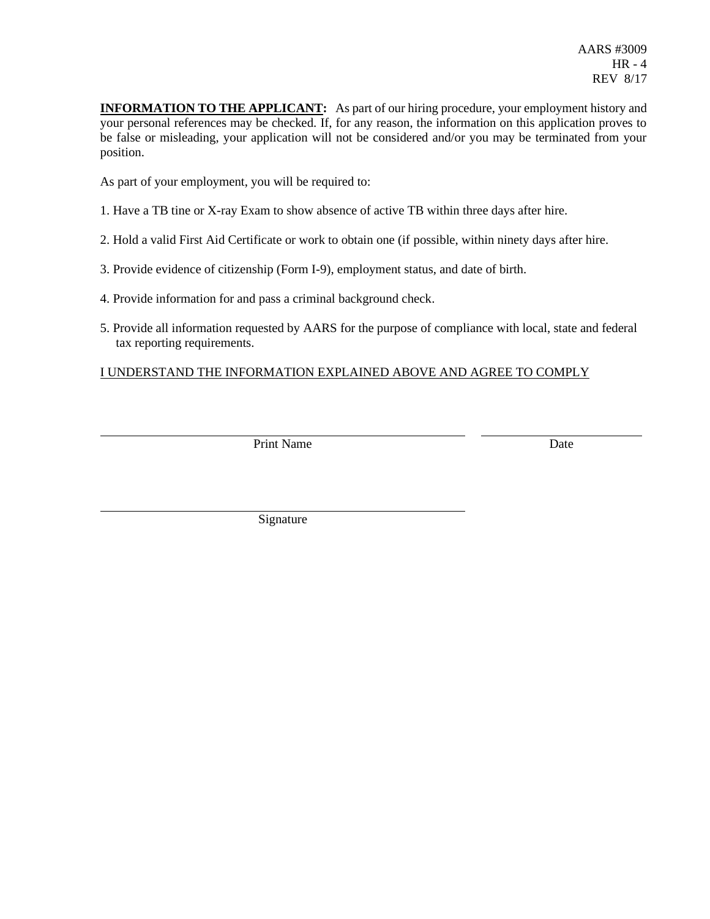AARS #3009
HR - 4
REV 8/17

**INFORMATION TO THE APPLICANT:** As part of our hiring procedure, your employment history and your personal references may be checked. If, for any reason, the information on this application proves to be false or misleading, your application will not be considered and/or you may be terminated from your position.

As part of your employment, you will be required to:

1. Have a TB tine or X-ray Exam to show absence of active TB within three days after hire.

2. Hold a valid First Aid Certificate or work to obtain one (if possible, within ninety days after hire.

3. Provide evidence of citizenship (Form I-9), employment status, and date of birth.

4. Provide information for and pass a criminal background check.

5. Provide all information requested by AARS for the purpose of compliance with local, state and federal tax reporting requirements.

I UNDERSTAND THE INFORMATION EXPLAINED ABOVE AND AGREE TO COMPLY

\_\_\_\_\_\_\_\_\_\_\_\_\_\_\_\_\_\_\_\_\_\_\_\_\_\_\_\_\_\_\_\_\_\_\_\_\_\_\_\_\_\_ \_\_\_\_\_\_\_\_\_\_\_\_\_\_\_\_\_\_\_\_
Print Name Date

\_\_\_\_\_\_\_\_\_\_\_\_\_\_\_\_\_\_\_\_\_\_\_\_\_\_\_\_\_\_\_\_\_\_\_\_\_\_\_\_\_\_
Signature